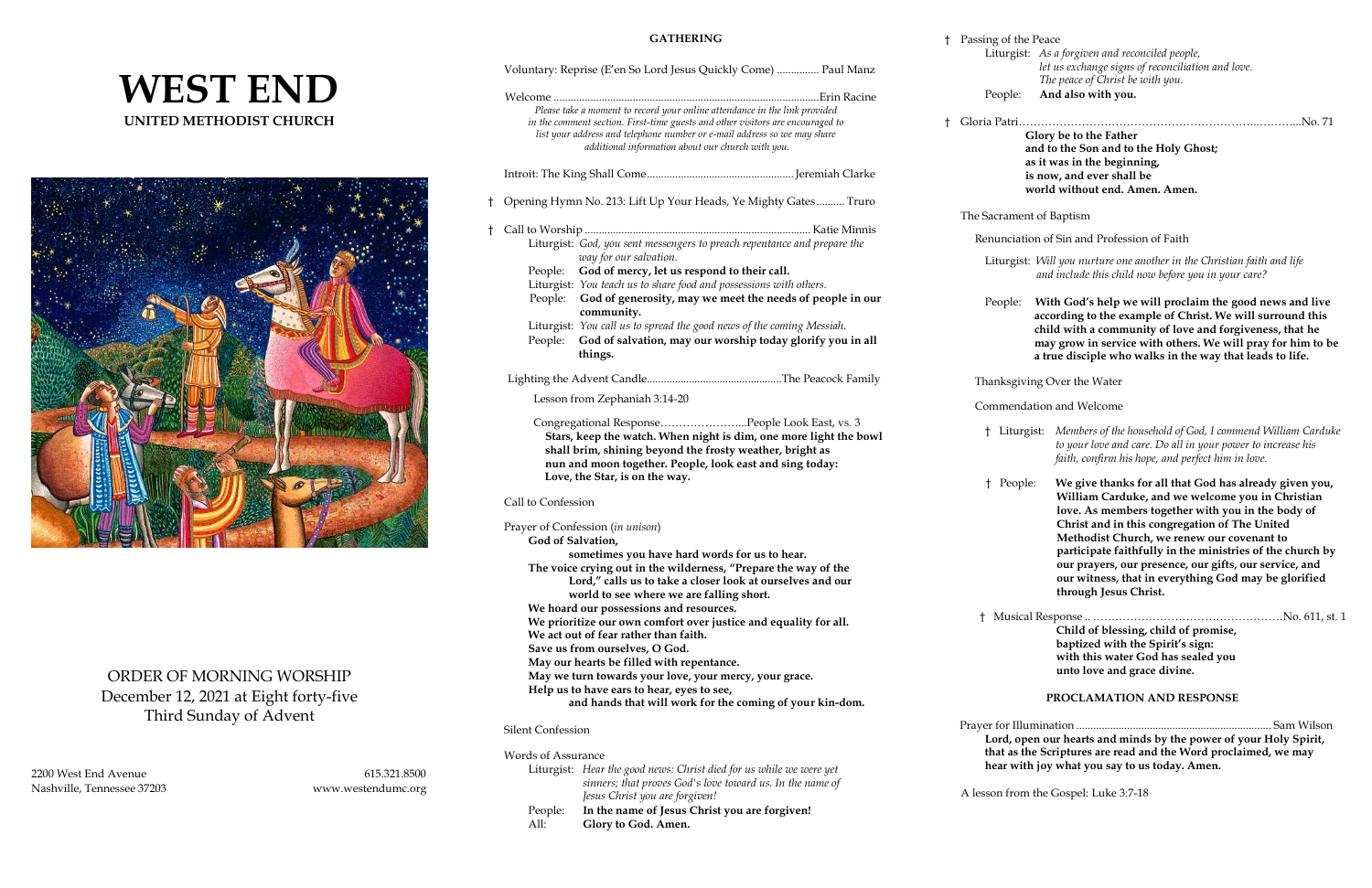# WEST END

## UNITED METHODIST CHURCH

ORDER OF MORNING WORSHIP
December 12, 2021 at Eight forty-five
Third Sunday of Advent

2200 West End Avenue
Nashville, Tennessee 37203

615.321.8500
www.westendumc.org

## GATHERING

Voluntary: Reprise (E'en So Lord Jesus Quickly Come) ............... Paul Manz

Welcome .............................................................................................Erin Racine

*Please take a moment to record your online attendance in the link provided in the comment section. First-time guests and other visitors are encouraged to list your address and telephone number or e-mail address so we may share additional information about our church with you.*

Introit: The King Shall Come.................................................... Jeremiah Clarke

† Opening Hymn No. 213: Lift Up Your Heads, Ye Mighty Gates.......... Truro

† Call to Worship ................................................................................ Katie Minnis

Liturgist: *God, you sent messengers to preach repentance and prepare the way for our salvation.*

People: **God of mercy, let us respond to their call.**

Liturgist: *You teach us to share food and possessions with others.*

People: **God of generosity, may we meet the needs of people in our community.**

Liturgist: *You call us to spread the good news of the coming Messiah.*

People: **God of salvation, may our worship today glorify you in all things.**

Lighting the Advent Candle................................................The Peacock Family

Lesson from Zephaniah 3:14-20

Congregational Response…………………...People Look East, vs. 3

**Stars, keep the watch. When night is dim, one more light the bowl shall brim, shining beyond the frosty weather, bright as nun and moon together. People, look east and sing today: Love, the Star, is on the way.**

Call to Confession

Prayer of Confession (*in unison*)

**God of Salvation,**
**sometimes you have hard words for us to hear.**
**The voice crying out in the wilderness, "Prepare the way of the Lord," calls us to take a closer look at ourselves and our world to see where we are falling short.**
**We hoard our possessions and resources.**
**We prioritize our own comfort over justice and equality for all.**
**We act out of fear rather than faith.**
**Save us from ourselves, O God.**
**May our hearts be filled with repentance.**
**May we turn towards your love, your mercy, your grace.**
**Help us to have ears to hear, eyes to see,**
**and hands that will work for the coming of your kin-dom.**

Silent Confession

Words of Assurance

Liturgist: *Hear the good news: Christ died for us while we were yet sinners; that proves God's love toward us. In the name of Jesus Christ you are forgiven!*

People: **In the name of Jesus Christ you are forgiven!**

All: **Glory to God. Amen.**

† Passing of the Peace

Liturgist: *As a forgiven and reconciled people, let us exchange signs of reconciliation and love. The peace of Christ be with you.*

People: **And also with you.**

† Gloria Patri……………………………………………………..………..No. 71

**Glory be to the Father**
**and to the Son and to the Holy Ghost;**
**as it was in the beginning,**
**is now, and ever shall be**
**world without end. Amen. Amen.**

The Sacrament of Baptism

Renunciation of Sin and Profession of Faith

Liturgist: *Will you nurture one another in the Christian faith and life and include this child now before you in your care?*

People: **With God's help we will proclaim the good news and live according to the example of Christ. We will surround this child with a community of love and forgiveness, that he may grow in service with others. We will pray for him to be a true disciple who walks in the way that leads to life.**

Thanksgiving Over the Water

Commendation and Welcome

† Liturgist: *Members of the household of God, I commend William Carduke to your love and care. Do all in your power to increase his faith, confirm his hope, and perfect him in love.*

† People: **We give thanks for all that God has already given you, William Carduke, and we welcome you in Christian love. As members together with you in the body of Christ and in this congregation of The United Methodist Church, we renew our covenant to participate faithfully in the ministries of the church by our prayers, our presence, our gifts, our service, and our witness, that in everything God may be glorified through Jesus Christ.**

† Musical Response .. ……………………………………………No. 611, st. 1

**Child of blessing, child of promise,**
**baptized with the Spirit's sign:**
**with this water God has sealed you**
**unto love and grace divine.**

## PROCLAMATION AND RESPONSE

Prayer for Illumination .................................................................... Sam Wilson

**Lord, open our hearts and minds by the power of your Holy Spirit, that as the Scriptures are read and the Word proclaimed, we may hear with joy what you say to us today. Amen.**

A lesson from the Gospel: Luke 3:7-18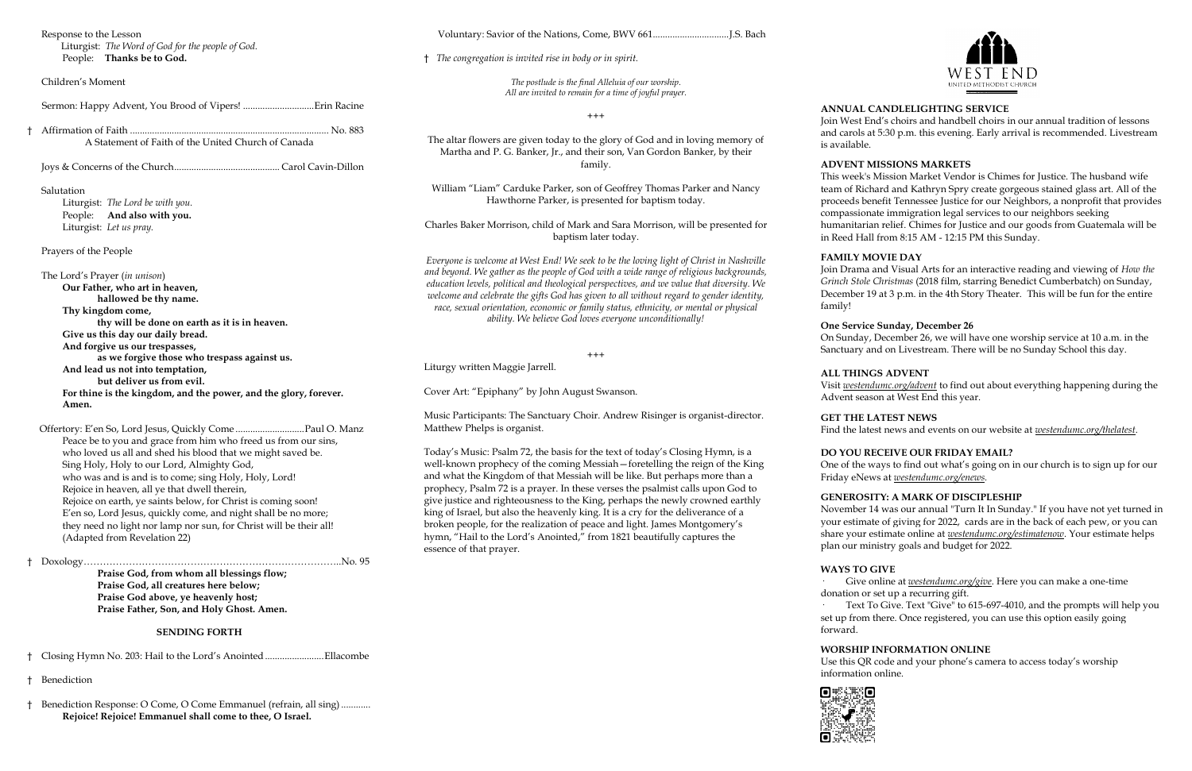Response to the Lesson

Liturgist: *The Word of God for the people of God.*
People: **Thanks be to God.**

Children's Moment

Sermon: Happy Advent, You Brood of Vipers! ............................Erin Racine

† Affirmation of Faith ................................................................................ No. 883
A Statement of Faith of the United Church of Canada

Joys & Concerns of the Church.......................................... Carol Cavin-Dillon

Salutation

Liturgist: *The Lord be with you.*
People: **And also with you.**
Liturgist: *Let us pray.*

Prayers of the People

The Lord's Prayer (*in unison*)

**Our Father, who art in heaven,**
**hallowed be thy name.**
**Thy kingdom come,**
**thy will be done on earth as it is in heaven.**
**Give us this day our daily bread.**
**And forgive us our trespasses,**
**as we forgive those who trespass against us.**
**And lead us not into temptation,**
**but deliver us from evil.**
**For thine is the kingdom, and the power, and the glory, forever.**
**Amen.**

Offertory: E'en So, Lord Jesus, Quickly Come ...........................Paul O. Manz

Peace be to you and grace from him who freed us from our sins,
who loved us all and shed his blood that we might saved be.
Sing Holy, Holy to our Lord, Almighty God,
who was and is and is to come; sing Holy, Holy, Lord!
Rejoice in heaven, all ye that dwell therein,
Rejoice on earth, ye saints below, for Christ is coming soon!
E'en so, Lord Jesus, quickly come, and night shall be no more;
they need no light nor lamp nor sun, for Christ will be their all!
(Adapted from Revelation 22)

† Doxology……………………………………………………………………..No. 95

**Praise God, from whom all blessings flow;**
**Praise God, all creatures here below;**
**Praise God above, ye heavenly host;**
**Praise Father, Son, and Holy Ghost. Amen.**

## SENDING FORTH

† Closing Hymn No. 203: Hail to the Lord's Anointed .......................Ellacombe

† Benediction

† Benediction Response: O Come, O Come Emmanuel (refrain, all sing) ...........
**Rejoice! Rejoice! Emmanuel shall come to thee, O Israel.**

Voluntary: Savior of the Nations, Come, BWV 661..............................J.S. Bach

† *The congregation is invited rise in body or in spirit.*

*The postlude is the final Alleluia of our worship.*
*All are invited to remain for a time of joyful prayer.*

+++

The altar flowers are given today to the glory of God and in loving memory of Martha and P. G. Banker, Jr., and their son, Van Gordon Banker, by their family.

William "Liam" Carduke Parker, son of Geoffrey Thomas Parker and Nancy Hawthorne Parker, is presented for baptism today.

Charles Baker Morrison, child of Mark and Sara Morrison, will be presented for baptism later today.

*Everyone is welcome at West End! We seek to be the loving light of Christ in Nashville and beyond. We gather as the people of God with a wide range of religious backgrounds, education levels, political and theological perspectives, and we value that diversity. We welcome and celebrate the gifts God has given to all without regard to gender identity, race, sexual orientation, economic or family status, ethnicity, or mental or physical ability. We believe God loves everyone unconditionally!*

+++

Liturgy written Maggie Jarrell.

Cover Art: "Epiphany" by John August Swanson.

Music Participants: The Sanctuary Choir. Andrew Risinger is organist-director. Matthew Phelps is organist.

Today's Music: Psalm 72, the basis for the text of today's Closing Hymn, is a well-known prophecy of the coming Messiah—foretelling the reign of the King and what the Kingdom of that Messiah will be like. But perhaps more than a prophecy, Psalm 72 is a prayer. In these verses the psalmist calls upon God to give justice and righteousness to the King, perhaps the newly crowned earthly king of Israel, but also the heavenly King. It is a cry for the deliverance of a broken people, for the realization of peace and light. James Montgomery's hymn, "Hail to the Lord's Anointed," from 1821 beautifully captures the essence of that prayer.

WEST END
UNITED METHODIST CHURCH

### ANNUAL CANDLELIGHTING SERVICE

Join West End's choirs and handbell choirs in our annual tradition of lessons and carols at 5:30 p.m. this evening. Early arrival is recommended. Livestream is available.

### ADVENT MISSIONS MARKETS

This week's Mission Market Vendor is Chimes for Justice. The husband wife team of Richard and Kathryn Spry create gorgeous stained glass art. All of the proceeds benefit Tennessee Justice for our Neighbors, a nonprofit that provides compassionate immigration legal services to our neighbors seeking humanitarian relief. Chimes for Justice and our goods from Guatemala will be in Reed Hall from 8:15 AM - 12:15 PM this Sunday.

### FAMILY MOVIE DAY

Join Drama and Visual Arts for an interactive reading and viewing of *How the Grinch Stole Christmas* (2018 film, starring Benedict Cumberbatch) on Sunday, December 19 at 3 p.m. in the 4th Story Theater. This will be fun for the entire family!

### One Service Sunday, December 26

On Sunday, December 26, we will have one worship service at 10 a.m. in the Sanctuary and on Livestream. There will be no Sunday School this day.

### ALL THINGS ADVENT

Visit *westendumc.org/advent* to find out about everything happening during the Advent season at West End this year.

### GET THE LATEST NEWS

Find the latest news and events on our website at *westendumc.org/thelatest*.

### DO YOU RECEIVE OUR FRIDAY EMAIL?

One of the ways to find out what's going on in our church is to sign up for our Friday eNews at *westendumc.org/enews*.

### GENEROSITY: A MARK OF DISCIPLESHIP

November 14 was our annual "Turn It In Sunday." If you have not yet turned in your estimate of giving for 2022, cards are in the back of each pew, or you can share your estimate online at *westendumc.org/estimatenow*. Your estimate helps plan our ministry goals and budget for 2022.

### WAYS TO GIVE

- Give online at *westendumc.org/give*. Here you can make a one-time donation or set up a recurring gift.
- Text To Give. Text "Give" to 615-697-4010, and the prompts will help you set up from there. Once registered, you can use this option easily going forward.

### WORSHIP INFORMATION ONLINE

Use this QR code and your phone's camera to access today's worship information online.